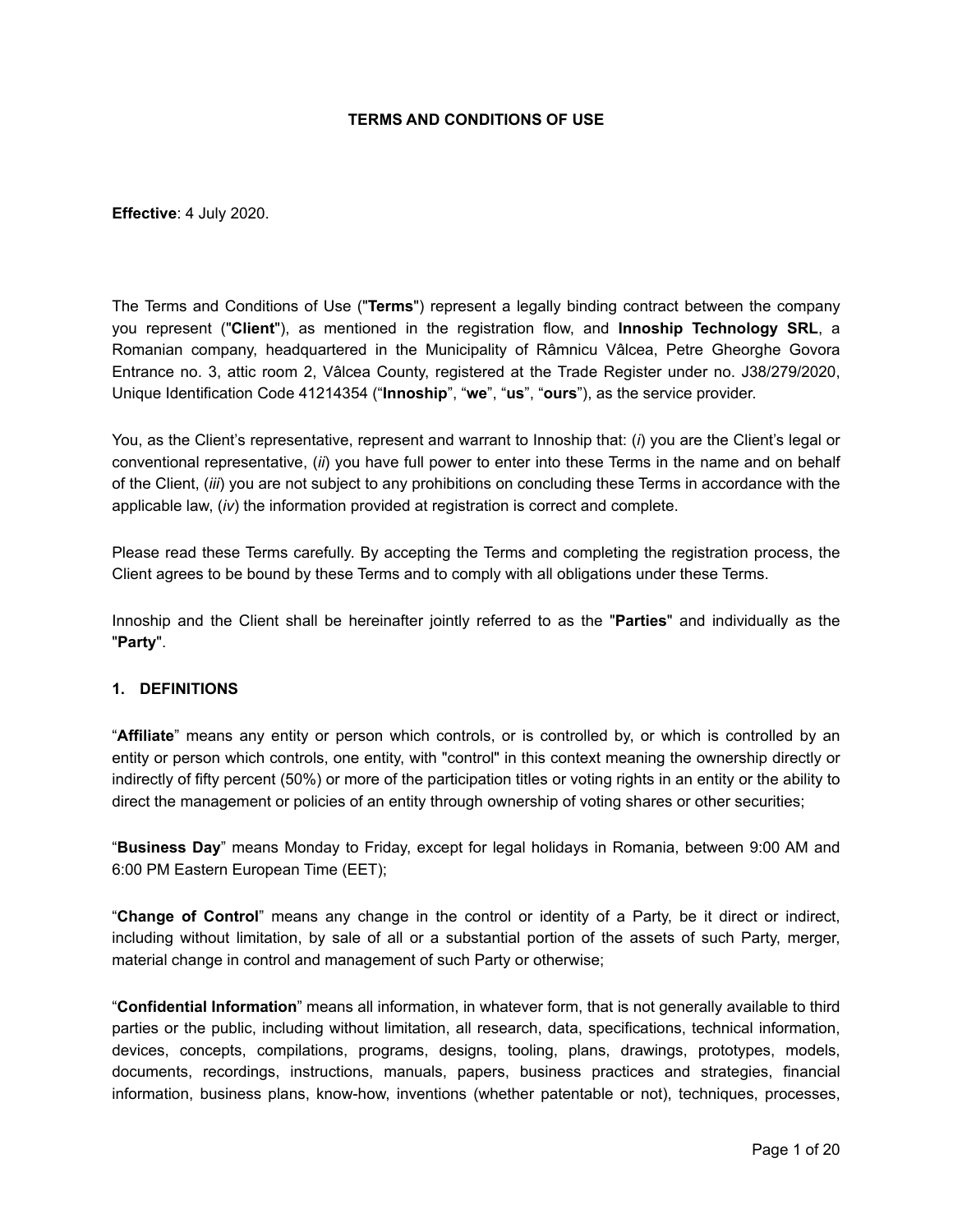# TERMS AND CONDITIONS OF USE

**Effective**: 4 July 2020.

The Terms and Conditions of Use ("**Terms**") represent a legally binding contract between the company you represent ("**Client**"), as mentioned in the registration flow, and **Innoship Technology SRL**, a Romanian company, headquartered in the Municipality of Râmnicu Vâlcea, Petre Gheorghe Govora Entrance no. 3, attic room 2, Vâlcea County, registered at the Trade Register under no. J38/279/2020, Unique Identification Code 41214354 ("**Innoship**", "**we**", "**us**", "**ours**"), as the service provider.

You, as the Client's representative, represent and warrant to Innoship that: (*i*) you are the Client's legal or conventional representative, (*ii*) you have full power to enter into these Terms in the name and on behalf of the Client, (*iii*) you are not subject to any prohibitions on concluding these Terms in accordance with the applicable law, (*iv*) the information provided at registration is correct and complete.

Please read these Terms carefully. By accepting the Terms and completing the registration process, the Client agrees to be bound by these Terms and to comply with all obligations under these Terms.

Innoship and the Client shall be hereinafter jointly referred to as the "**Parties**" and individually as the "**Party**".

## 1. DEFINITIONS

"**Affiliate**" means any entity or person which controls, or is controlled by, or which is controlled by an entity or person which controls, one entity, with "control" in this context meaning the ownership directly or indirectly of fifty percent (50%) or more of the participation titles or voting rights in an entity or the ability to direct the management or policies of an entity through ownership of voting shares or other securities;

"**Business Day**" means Monday to Friday, except for legal holidays in Romania, between 9:00 AM and 6:00 PM Eastern European Time (EET);

"**Change of Control**" means any change in the control or identity of a Party, be it direct or indirect, including without limitation, by sale of all or a substantial portion of the assets of such Party, merger, material change in control and management of such Party or otherwise;

"**Confidential Information**" means all information, in whatever form, that is not generally available to third parties or the public, including without limitation, all research, data, specifications, technical information, devices, concepts, compilations, programs, designs, tooling, plans, drawings, prototypes, models, documents, recordings, instructions, manuals, papers, business practices and strategies, financial information, business plans, know-how, inventions (whether patentable or not), techniques, processes,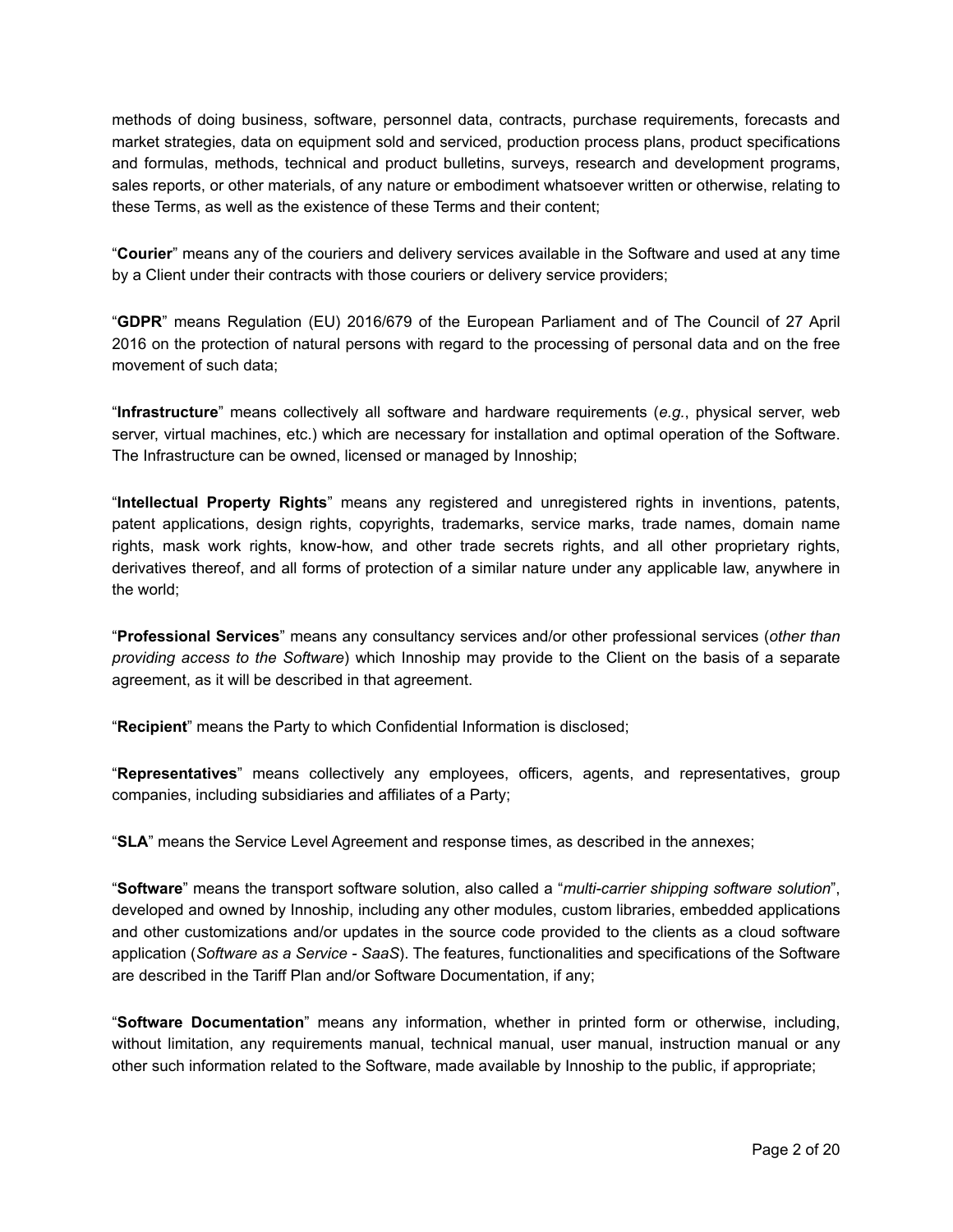methods of doing business, software, personnel data, contracts, purchase requirements, forecasts and market strategies, data on equipment sold and serviced, production process plans, product specifications and formulas, methods, technical and product bulletins, surveys, research and development programs, sales reports, or other materials, of any nature or embodiment whatsoever written or otherwise, relating to these Terms, as well as the existence of these Terms and their content;

"**Courier**" means any of the couriers and delivery services available in the Software and used at any time by a Client under their contracts with those couriers or delivery service providers;

"**GDPR**" means Regulation (EU) 2016/679 of the European Parliament and of The Council of 27 April 2016 on the protection of natural persons with regard to the processing of personal data and on the free movement of such data;

"**Infrastructure**" means collectively all software and hardware requirements (*e.g.*, physical server, web server, virtual machines, etc.) which are necessary for installation and optimal operation of the Software. The Infrastructure can be owned, licensed or managed by Innoship;

"**Intellectual Property Rights**" means any registered and unregistered rights in inventions, patents, patent applications, design rights, copyrights, trademarks, service marks, trade names, domain name rights, mask work rights, know-how, and other trade secrets rights, and all other proprietary rights, derivatives thereof, and all forms of protection of a similar nature under any applicable law, anywhere in the world;

"**Professional Services**" means any consultancy services and/or other professional services (*other than providing access to the Software*) which Innoship may provide to the Client on the basis of a separate agreement, as it will be described in that agreement.

"**Recipient**" means the Party to which Confidential Information is disclosed;

"**Representatives**" means collectively any employees, officers, agents, and representatives, group companies, including subsidiaries and affiliates of a Party;

"**SLA**" means the Service Level Agreement and response times, as described in the annexes;

"**Software**" means the transport software solution, also called a "*multi-carrier shipping software solution*", developed and owned by Innoship, including any other modules, custom libraries, embedded applications and other customizations and/or updates in the source code provided to the clients as a cloud software application (*Software as a Service - SaaS*). The features, functionalities and specifications of the Software are described in the Tariff Plan and/or Software Documentation, if any;

"**Software Documentation**" means any information, whether in printed form or otherwise, including, without limitation, any requirements manual, technical manual, user manual, instruction manual or any other such information related to the Software, made available by Innoship to the public, if appropriate;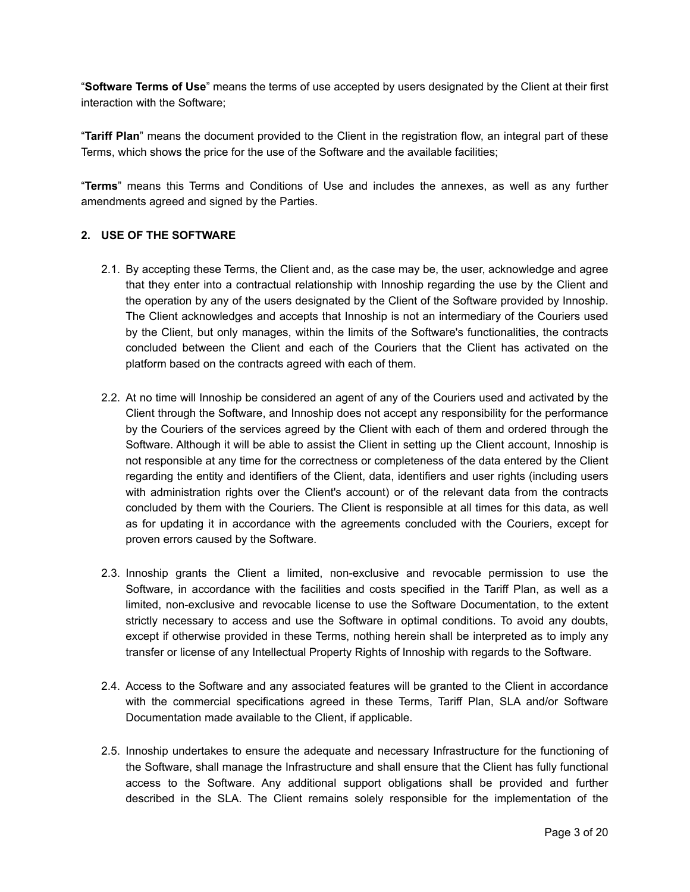"**Software Terms of Use**" means the terms of use accepted by users designated by the Client at their first interaction with the Software;

"**Tariff Plan**" means the document provided to the Client in the registration flow, an integral part of these Terms, which shows the price for the use of the Software and the available facilities;

"**Terms**" means this Terms and Conditions of Use and includes the annexes, as well as any further amendments agreed and signed by the Parties.

## 2. USE OF THE SOFTWARE

2.1. By accepting these Terms, the Client and, as the case may be, the user, acknowledge and agree that they enter into a contractual relationship with Innoship regarding the use by the Client and the operation by any of the users designated by the Client of the Software provided by Innoship. The Client acknowledges and accepts that Innoship is not an intermediary of the Couriers used by the Client, but only manages, within the limits of the Software's functionalities, the contracts concluded between the Client and each of the Couriers that the Client has activated on the platform based on the contracts agreed with each of them.

2.2. At no time will Innoship be considered an agent of any of the Couriers used and activated by the Client through the Software, and Innoship does not accept any responsibility for the performance by the Couriers of the services agreed by the Client with each of them and ordered through the Software. Although it will be able to assist the Client in setting up the Client account, Innoship is not responsible at any time for the correctness or completeness of the data entered by the Client regarding the entity and identifiers of the Client, data, identifiers and user rights (including users with administration rights over the Client's account) or of the relevant data from the contracts concluded by them with the Couriers. The Client is responsible at all times for this data, as well as for updating it in accordance with the agreements concluded with the Couriers, except for proven errors caused by the Software.

2.3. Innoship grants the Client a limited, non-exclusive and revocable permission to use the Software, in accordance with the facilities and costs specified in the Tariff Plan, as well as a limited, non-exclusive and revocable license to use the Software Documentation, to the extent strictly necessary to access and use the Software in optimal conditions. To avoid any doubts, except if otherwise provided in these Terms, nothing herein shall be interpreted as to imply any transfer or license of any Intellectual Property Rights of Innoship with regards to the Software.

2.4. Access to the Software and any associated features will be granted to the Client in accordance with the commercial specifications agreed in these Terms, Tariff Plan, SLA and/or Software Documentation made available to the Client, if applicable.

2.5. Innoship undertakes to ensure the adequate and necessary Infrastructure for the functioning of the Software, shall manage the Infrastructure and shall ensure that the Client has fully functional access to the Software. Any additional support obligations shall be provided and further described in the SLA. The Client remains solely responsible for the implementation of the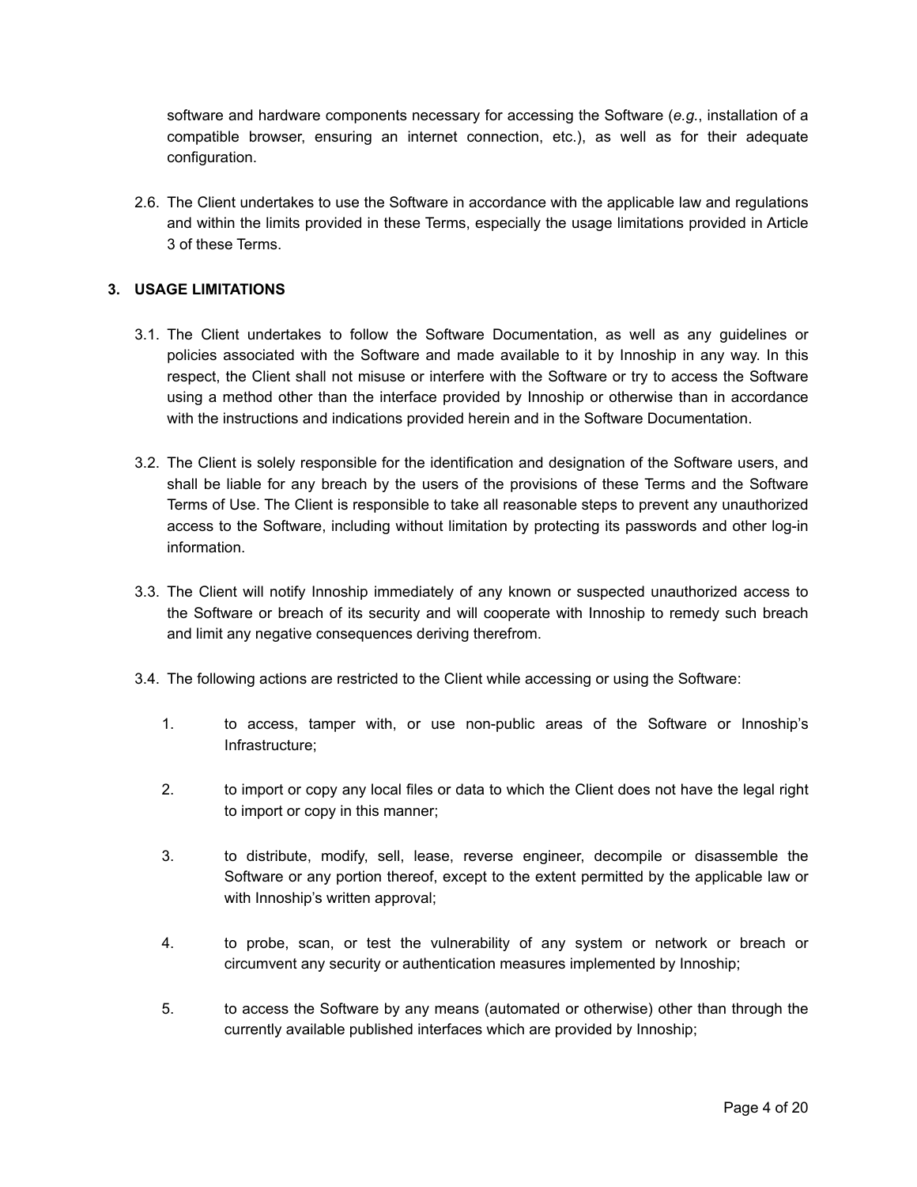software and hardware components necessary for accessing the Software (*e.g.*, installation of a compatible browser, ensuring an internet connection, etc.), as well as for their adequate configuration.

2.6. The Client undertakes to use the Software in accordance with the applicable law and regulations and within the limits provided in these Terms, especially the usage limitations provided in Article 3 of these Terms.

## 3. USAGE LIMITATIONS

3.1. The Client undertakes to follow the Software Documentation, as well as any guidelines or policies associated with the Software and made available to it by Innoship in any way. In this respect, the Client shall not misuse or interfere with the Software or try to access the Software using a method other than the interface provided by Innoship or otherwise than in accordance with the instructions and indications provided herein and in the Software Documentation.

3.2. The Client is solely responsible for the identification and designation of the Software users, and shall be liable for any breach by the users of the provisions of these Terms and the Software Terms of Use. The Client is responsible to take all reasonable steps to prevent any unauthorized access to the Software, including without limitation by protecting its passwords and other log-in information.

3.3. The Client will notify Innoship immediately of any known or suspected unauthorized access to the Software or breach of its security and will cooperate with Innoship to remedy such breach and limit any negative consequences deriving therefrom.

3.4. The following actions are restricted to the Client while accessing or using the Software:

1. to access, tamper with, or use non-public areas of the Software or Innoship's Infrastructure;
2. to import or copy any local files or data to which the Client does not have the legal right to import or copy in this manner;
3. to distribute, modify, sell, lease, reverse engineer, decompile or disassemble the Software or any portion thereof, except to the extent permitted by the applicable law or with Innoship's written approval;
4. to probe, scan, or test the vulnerability of any system or network or breach or circumvent any security or authentication measures implemented by Innoship;
5. to access the Software by any means (automated or otherwise) other than through the currently available published interfaces which are provided by Innoship;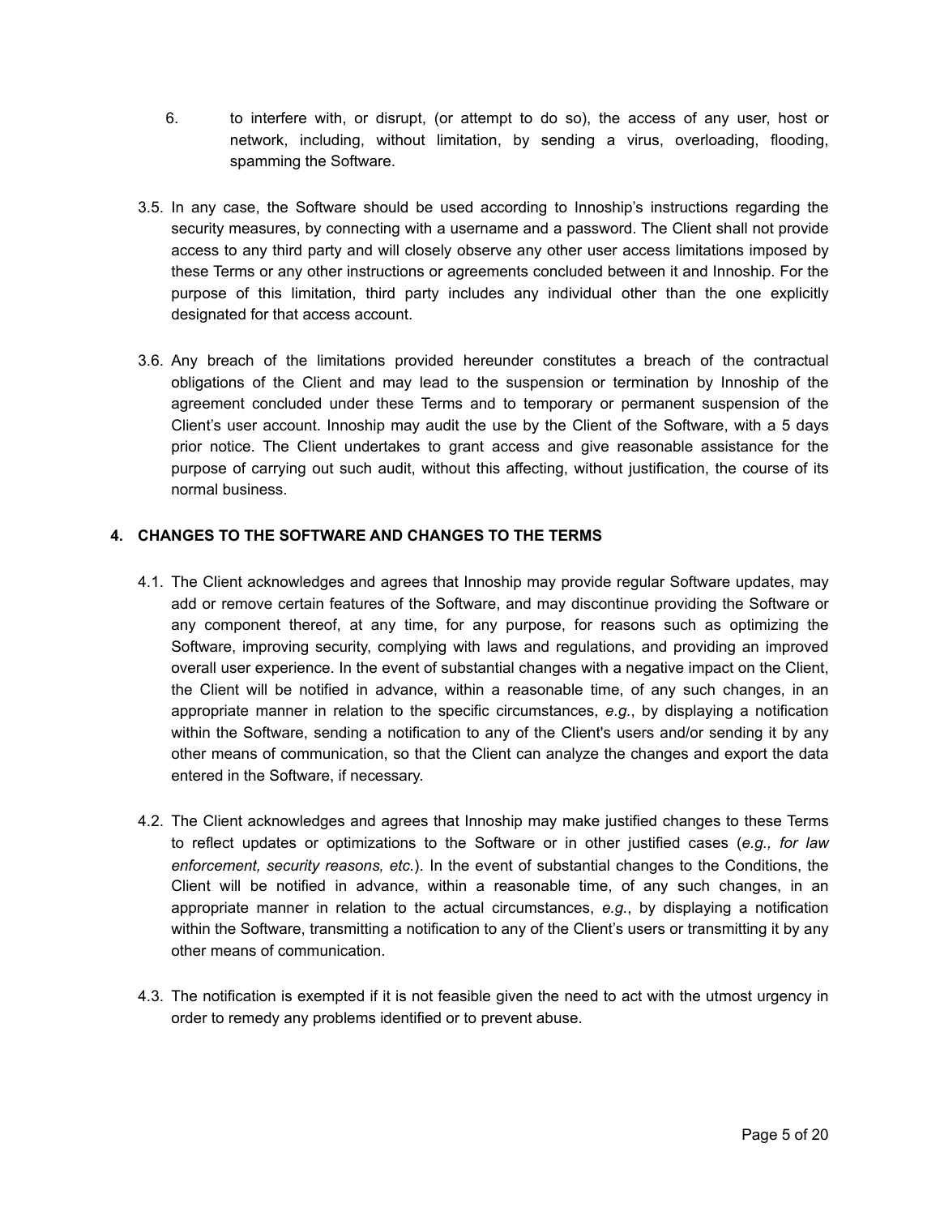6. to interfere with, or disrupt, (or attempt to do so), the access of any user, host or network, including, without limitation, by sending a virus, overloading, flooding, spamming the Software.

3.5. In any case, the Software should be used according to Innoship's instructions regarding the security measures, by connecting with a username and a password. The Client shall not provide access to any third party and will closely observe any other user access limitations imposed by these Terms or any other instructions or agreements concluded between it and Innoship. For the purpose of this limitation, third party includes any individual other than the one explicitly designated for that access account.

3.6. Any breach of the limitations provided hereunder constitutes a breach of the contractual obligations of the Client and may lead to the suspension or termination by Innoship of the agreement concluded under these Terms and to temporary or permanent suspension of the Client's user account. Innoship may audit the use by the Client of the Software, with a 5 days prior notice. The Client undertakes to grant access and give reasonable assistance for the purpose of carrying out such audit, without this affecting, without justification, the course of its normal business.

## 4. CHANGES TO THE SOFTWARE AND CHANGES TO THE TERMS

4.1. The Client acknowledges and agrees that Innoship may provide regular Software updates, may add or remove certain features of the Software, and may discontinue providing the Software or any component thereof, at any time, for any purpose, for reasons such as optimizing the Software, improving security, complying with laws and regulations, and providing an improved overall user experience. In the event of substantial changes with a negative impact on the Client, the Client will be notified in advance, within a reasonable time, of any such changes, in an appropriate manner in relation to the specific circumstances, *e.g.*, by displaying a notification within the Software, sending a notification to any of the Client's users and/or sending it by any other means of communication, so that the Client can analyze the changes and export the data entered in the Software, if necessary.

4.2. The Client acknowledges and agrees that Innoship may make justified changes to these Terms to reflect updates or optimizations to the Software or in other justified cases (*e.g., for law enforcement, security reasons, etc.*). In the event of substantial changes to the Conditions, the Client will be notified in advance, within a reasonable time, of any such changes, in an appropriate manner in relation to the actual circumstances, *e.g.*, by displaying a notification within the Software, transmitting a notification to any of the Client's users or transmitting it by any other means of communication.

4.3. The notification is exempted if it is not feasible given the need to act with the utmost urgency in order to remedy any problems identified or to prevent abuse.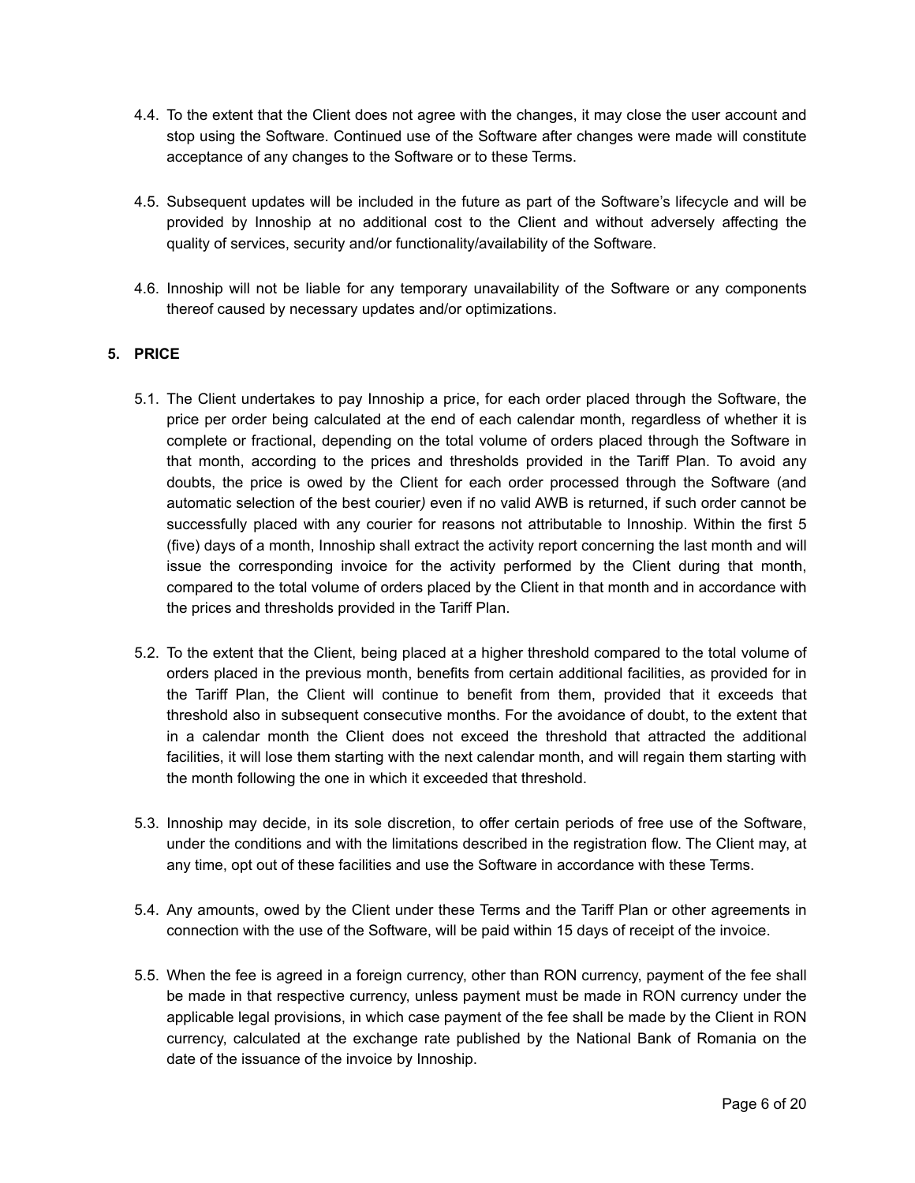4.4. To the extent that the Client does not agree with the changes, it may close the user account and stop using the Software. Continued use of the Software after changes were made will constitute acceptance of any changes to the Software or to these Terms.

4.5. Subsequent updates will be included in the future as part of the Software's lifecycle and will be provided by Innoship at no additional cost to the Client and without adversely affecting the quality of services, security and/or functionality/availability of the Software.

4.6. Innoship will not be liable for any temporary unavailability of the Software or any components thereof caused by necessary updates and/or optimizations.

## 5. PRICE

5.1. The Client undertakes to pay Innoship a price, for each order placed through the Software, the price per order being calculated at the end of each calendar month, regardless of whether it is complete or fractional, depending on the total volume of orders placed through the Software in that month, according to the prices and thresholds provided in the Tariff Plan. To avoid any doubts, the price is owed by the Client for each order processed through the Software (and automatic selection of the best courier*)* even if no valid AWB is returned, if such order cannot be successfully placed with any courier for reasons not attributable to Innoship. Within the first 5 (five) days of a month, Innoship shall extract the activity report concerning the last month and will issue the corresponding invoice for the activity performed by the Client during that month, compared to the total volume of orders placed by the Client in that month and in accordance with the prices and thresholds provided in the Tariff Plan.

5.2. To the extent that the Client, being placed at a higher threshold compared to the total volume of orders placed in the previous month, benefits from certain additional facilities, as provided for in the Tariff Plan, the Client will continue to benefit from them, provided that it exceeds that threshold also in subsequent consecutive months. For the avoidance of doubt, to the extent that in a calendar month the Client does not exceed the threshold that attracted the additional facilities, it will lose them starting with the next calendar month, and will regain them starting with the month following the one in which it exceeded that threshold.

5.3. Innoship may decide, in its sole discretion, to offer certain periods of free use of the Software, under the conditions and with the limitations described in the registration flow. The Client may, at any time, opt out of these facilities and use the Software in accordance with these Terms.

5.4. Any amounts, owed by the Client under these Terms and the Tariff Plan or other agreements in connection with the use of the Software, will be paid within 15 days of receipt of the invoice.

5.5. When the fee is agreed in a foreign currency, other than RON currency, payment of the fee shall be made in that respective currency, unless payment must be made in RON currency under the applicable legal provisions, in which case payment of the fee shall be made by the Client in RON currency, calculated at the exchange rate published by the National Bank of Romania on the date of the issuance of the invoice by Innoship.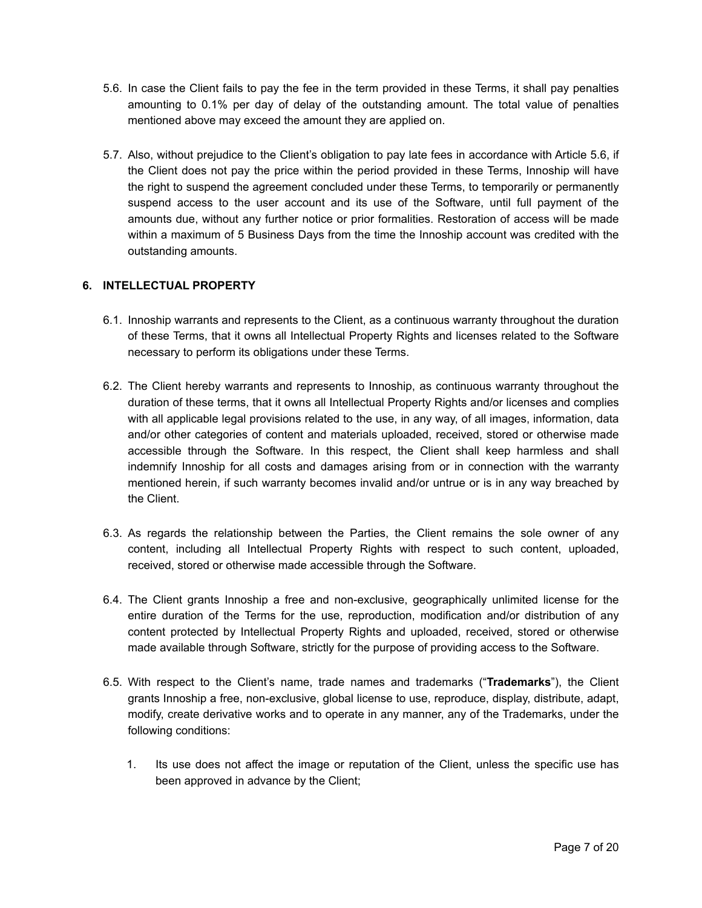5.6. In case the Client fails to pay the fee in the term provided in these Terms, it shall pay penalties amounting to 0.1% per day of delay of the outstanding amount. The total value of penalties mentioned above may exceed the amount they are applied on.

5.7. Also, without prejudice to the Client's obligation to pay late fees in accordance with Article 5.6, if the Client does not pay the price within the period provided in these Terms, Innoship will have the right to suspend the agreement concluded under these Terms, to temporarily or permanently suspend access to the user account and its use of the Software, until full payment of the amounts due, without any further notice or prior formalities. Restoration of access will be made within a maximum of 5 Business Days from the time the Innoship account was credited with the outstanding amounts.

## 6. INTELLECTUAL PROPERTY

6.1. Innoship warrants and represents to the Client, as a continuous warranty throughout the duration of these Terms, that it owns all Intellectual Property Rights and licenses related to the Software necessary to perform its obligations under these Terms.

6.2. The Client hereby warrants and represents to Innoship, as continuous warranty throughout the duration of these terms, that it owns all Intellectual Property Rights and/or licenses and complies with all applicable legal provisions related to the use, in any way, of all images, information, data and/or other categories of content and materials uploaded, received, stored or otherwise made accessible through the Software. In this respect, the Client shall keep harmless and shall indemnify Innoship for all costs and damages arising from or in connection with the warranty mentioned herein, if such warranty becomes invalid and/or untrue or is in any way breached by the Client.

6.3. As regards the relationship between the Parties, the Client remains the sole owner of any content, including all Intellectual Property Rights with respect to such content, uploaded, received, stored or otherwise made accessible through the Software.

6.4. The Client grants Innoship a free and non-exclusive, geographically unlimited license for the entire duration of the Terms for the use, reproduction, modification and/or distribution of any content protected by Intellectual Property Rights and uploaded, received, stored or otherwise made available through Software, strictly for the purpose of providing access to the Software.

6.5. With respect to the Client's name, trade names and trademarks ("**Trademarks**"), the Client grants Innoship a free, non-exclusive, global license to use, reproduce, display, distribute, adapt, modify, create derivative works and to operate in any manner, any of the Trademarks, under the following conditions:

1. Its use does not affect the image or reputation of the Client, unless the specific use has been approved in advance by the Client;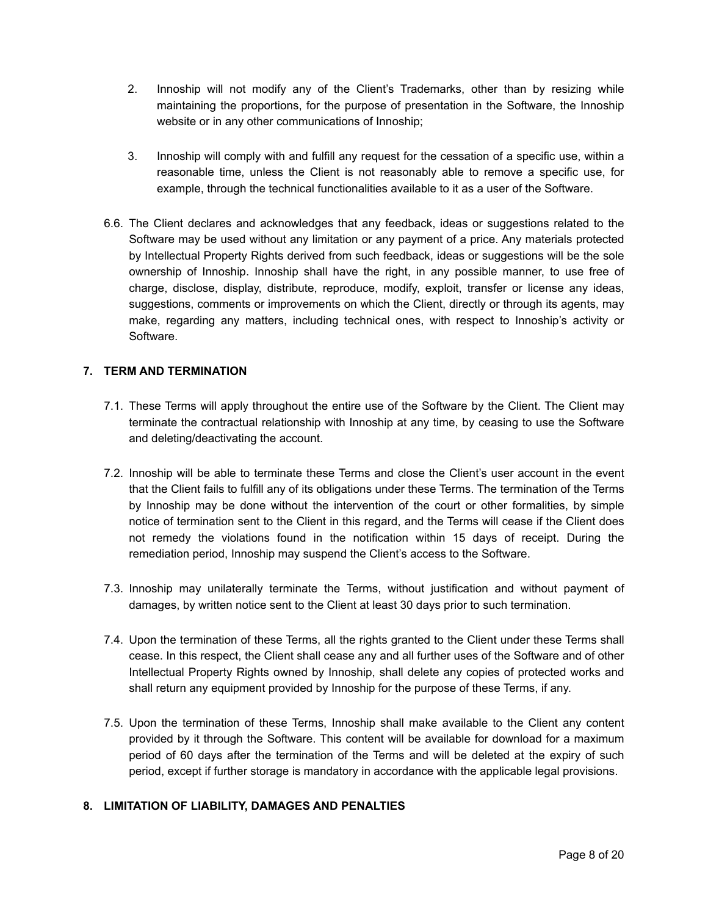2. Innoship will not modify any of the Client's Trademarks, other than by resizing while maintaining the proportions, for the purpose of presentation in the Software, the Innoship website or in any other communications of Innoship;

3. Innoship will comply with and fulfill any request for the cessation of a specific use, within a reasonable time, unless the Client is not reasonably able to remove a specific use, for example, through the technical functionalities available to it as a user of the Software.

6.6. The Client declares and acknowledges that any feedback, ideas or suggestions related to the Software may be used without any limitation or any payment of a price. Any materials protected by Intellectual Property Rights derived from such feedback, ideas or suggestions will be the sole ownership of Innoship. Innoship shall have the right, in any possible manner, to use free of charge, disclose, display, distribute, reproduce, modify, exploit, transfer or license any ideas, suggestions, comments or improvements on which the Client, directly or through its agents, may make, regarding any matters, including technical ones, with respect to Innoship's activity or Software.

## 7. TERM AND TERMINATION

7.1. These Terms will apply throughout the entire use of the Software by the Client. The Client may terminate the contractual relationship with Innoship at any time, by ceasing to use the Software and deleting/deactivating the account.

7.2. Innoship will be able to terminate these Terms and close the Client's user account in the event that the Client fails to fulfill any of its obligations under these Terms. The termination of the Terms by Innoship may be done without the intervention of the court or other formalities, by simple notice of termination sent to the Client in this regard, and the Terms will cease if the Client does not remedy the violations found in the notification within 15 days of receipt. During the remediation period, Innoship may suspend the Client's access to the Software.

7.3. Innoship may unilaterally terminate the Terms, without justification and without payment of damages, by written notice sent to the Client at least 30 days prior to such termination.

7.4. Upon the termination of these Terms, all the rights granted to the Client under these Terms shall cease. In this respect, the Client shall cease any and all further uses of the Software and of other Intellectual Property Rights owned by Innoship, shall delete any copies of protected works and shall return any equipment provided by Innoship for the purpose of these Terms, if any.

7.5. Upon the termination of these Terms, Innoship shall make available to the Client any content provided by it through the Software. This content will be available for download for a maximum period of 60 days after the termination of the Terms and will be deleted at the expiry of such period, except if further storage is mandatory in accordance with the applicable legal provisions.

## 8. LIMITATION OF LIABILITY, DAMAGES AND PENALTIES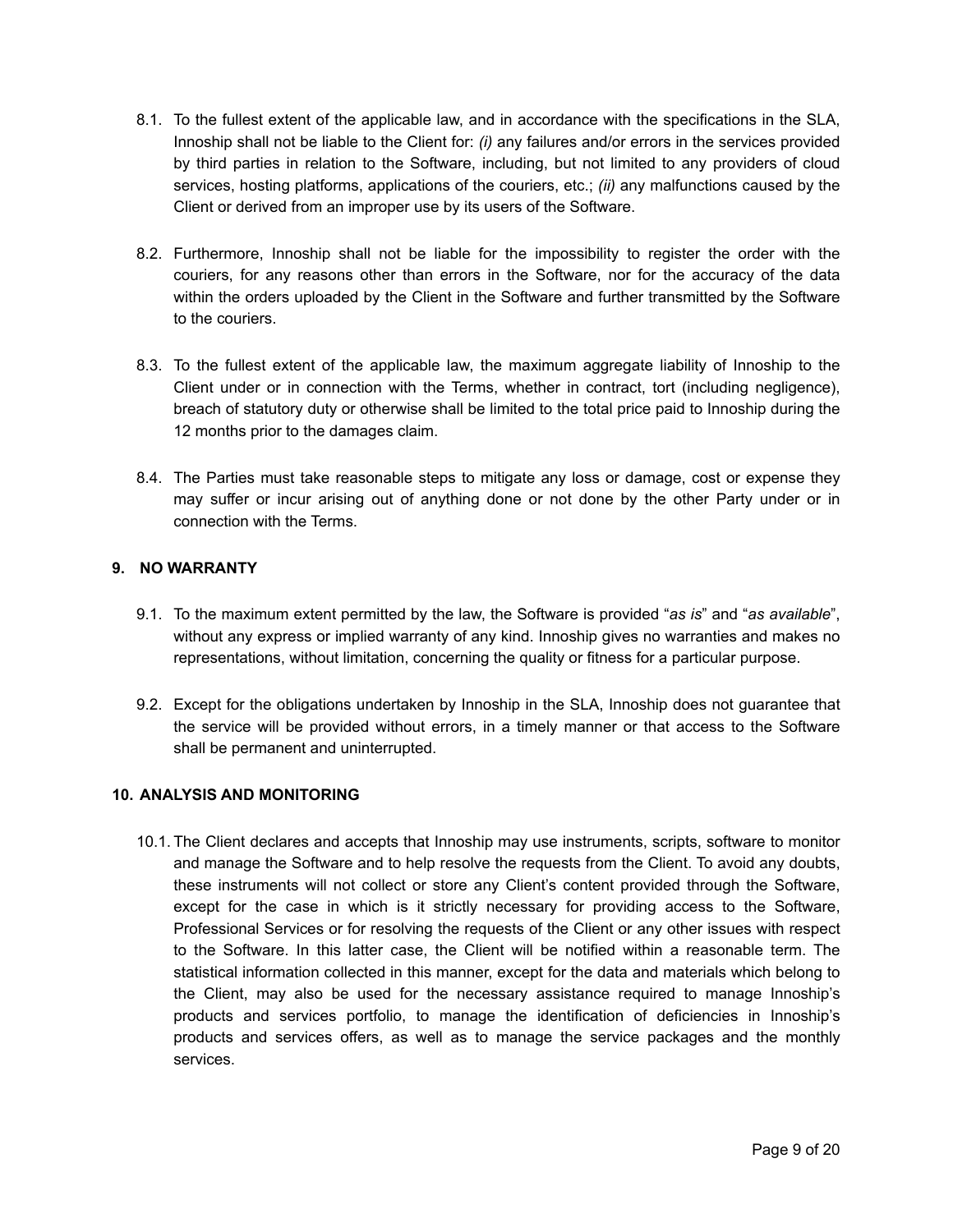8.1. To the fullest extent of the applicable law, and in accordance with the specifications in the SLA, Innoship shall not be liable to the Client for: *(i)* any failures and/or errors in the services provided by third parties in relation to the Software, including, but not limited to any providers of cloud services, hosting platforms, applications of the couriers, etc.; *(ii)* any malfunctions caused by the Client or derived from an improper use by its users of the Software.

8.2. Furthermore, Innoship shall not be liable for the impossibility to register the order with the couriers, for any reasons other than errors in the Software, nor for the accuracy of the data within the orders uploaded by the Client in the Software and further transmitted by the Software to the couriers.

8.3. To the fullest extent of the applicable law, the maximum aggregate liability of Innoship to the Client under or in connection with the Terms, whether in contract, tort (including negligence), breach of statutory duty or otherwise shall be limited to the total price paid to Innoship during the 12 months prior to the damages claim.

8.4. The Parties must take reasonable steps to mitigate any loss or damage, cost or expense they may suffer or incur arising out of anything done or not done by the other Party under or in connection with the Terms.

## 9. NO WARRANTY

9.1. To the maximum extent permitted by the law, the Software is provided "*as is*" and "*as available*", without any express or implied warranty of any kind. Innoship gives no warranties and makes no representations, without limitation, concerning the quality or fitness for a particular purpose.

9.2. Except for the obligations undertaken by Innoship in the SLA, Innoship does not guarantee that the service will be provided without errors, in a timely manner or that access to the Software shall be permanent and uninterrupted.

## 10. ANALYSIS AND MONITORING

10.1. The Client declares and accepts that Innoship may use instruments, scripts, software to monitor and manage the Software and to help resolve the requests from the Client. To avoid any doubts, these instruments will not collect or store any Client's content provided through the Software, except for the case in which is it strictly necessary for providing access to the Software, Professional Services or for resolving the requests of the Client or any other issues with respect to the Software. In this latter case, the Client will be notified within a reasonable term. The statistical information collected in this manner, except for the data and materials which belong to the Client, may also be used for the necessary assistance required to manage Innoship's products and services portfolio, to manage the identification of deficiencies in Innoship's products and services offers, as well as to manage the service packages and the monthly services.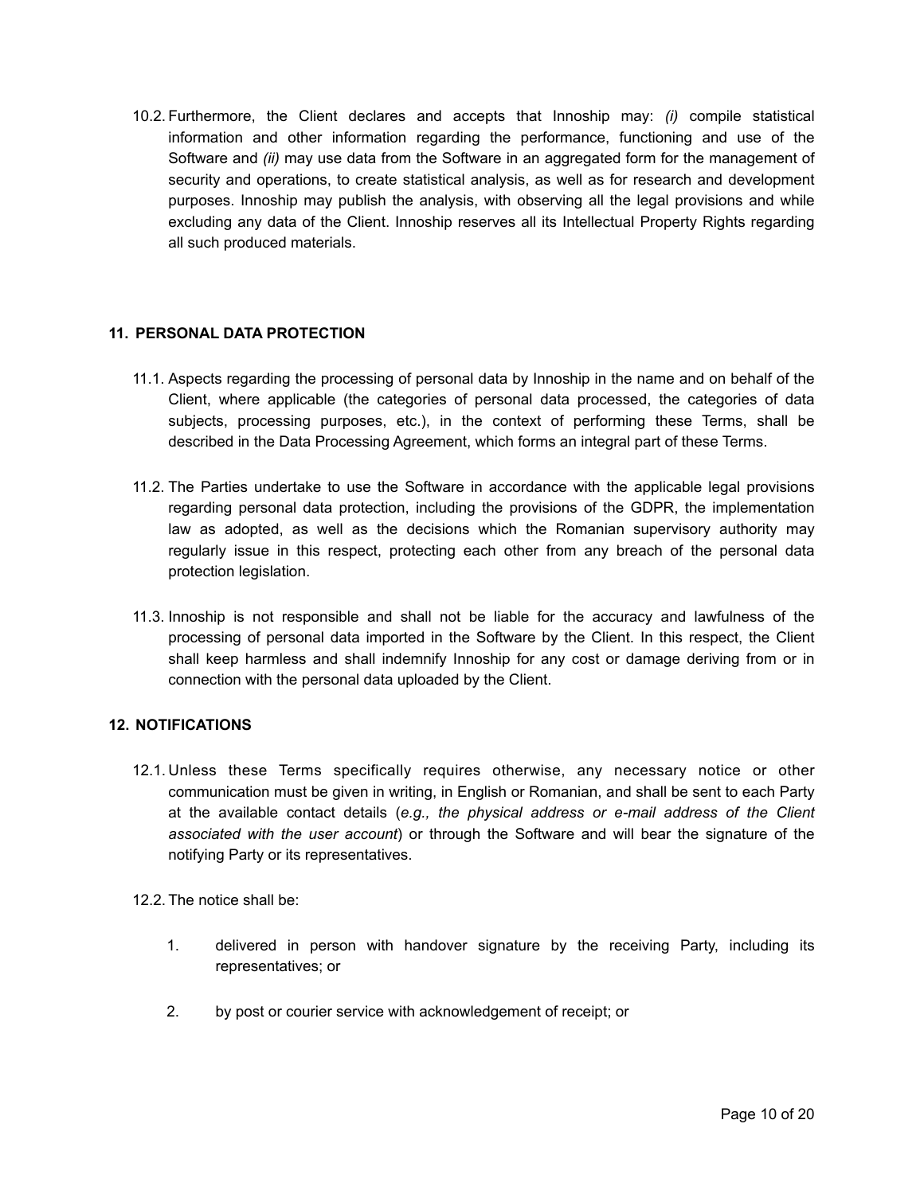10.2. Furthermore, the Client declares and accepts that Innoship may: *(i)* compile statistical information and other information regarding the performance, functioning and use of the Software and *(ii)* may use data from the Software in an aggregated form for the management of security and operations, to create statistical analysis, as well as for research and development purposes. Innoship may publish the analysis, with observing all the legal provisions and while excluding any data of the Client. Innoship reserves all its Intellectual Property Rights regarding all such produced materials.

## 11. PERSONAL DATA PROTECTION

11.1. Aspects regarding the processing of personal data by Innoship in the name and on behalf of the Client, where applicable (the categories of personal data processed, the categories of data subjects, processing purposes, etc.), in the context of performing these Terms, shall be described in the Data Processing Agreement, which forms an integral part of these Terms.

11.2. The Parties undertake to use the Software in accordance with the applicable legal provisions regarding personal data protection, including the provisions of the GDPR, the implementation law as adopted, as well as the decisions which the Romanian supervisory authority may regularly issue in this respect, protecting each other from any breach of the personal data protection legislation.

11.3. Innoship is not responsible and shall not be liable for the accuracy and lawfulness of the processing of personal data imported in the Software by the Client. In this respect, the Client shall keep harmless and shall indemnify Innoship for any cost or damage deriving from or in connection with the personal data uploaded by the Client.

## 12. NOTIFICATIONS

12.1. Unless these Terms specifically requires otherwise, any necessary notice or other communication must be given in writing, in English or Romanian, and shall be sent to each Party at the available contact details (*e.g., the physical address or e-mail address of the Client associated with the user account*) or through the Software and will bear the signature of the notifying Party or its representatives.

12.2. The notice shall be:

1. delivered in person with handover signature by the receiving Party, including its representatives; or
2. by post or courier service with acknowledgement of receipt; or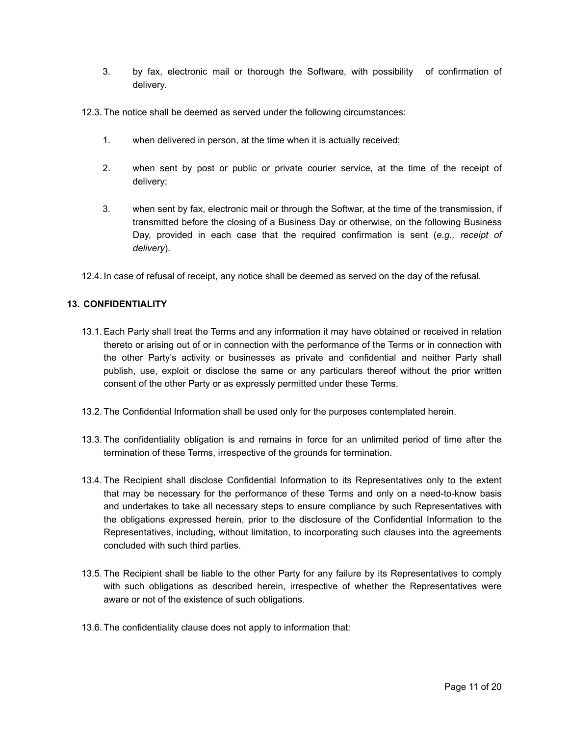3. by fax, electronic mail or thorough the Software, with possibility of confirmation of delivery.

12.3. The notice shall be deemed as served under the following circumstances:

1. when delivered in person, at the time when it is actually received;

2. when sent by post or public or private courier service, at the time of the receipt of delivery;

3. when sent by fax, electronic mail or through the Softwar, at the time of the transmission, if transmitted before the closing of a Business Day or otherwise, on the following Business Day, provided in each case that the required confirmation is sent (*e.g., receipt of delivery*).

12.4. In case of refusal of receipt, any notice shall be deemed as served on the day of the refusal.

## 13. CONFIDENTIALITY

13.1. Each Party shall treat the Terms and any information it may have obtained or received in relation thereto or arising out of or in connection with the performance of the Terms or in connection with the other Party's activity or businesses as private and confidential and neither Party shall publish, use, exploit or disclose the same or any particulars thereof without the prior written consent of the other Party or as expressly permitted under these Terms.

13.2. The Confidential Information shall be used only for the purposes contemplated herein.

13.3. The confidentiality obligation is and remains in force for an unlimited period of time after the termination of these Terms, irrespective of the grounds for termination.

13.4. The Recipient shall disclose Confidential Information to its Representatives only to the extent that may be necessary for the performance of these Terms and only on a need-to-know basis and undertakes to take all necessary steps to ensure compliance by such Representatives with the obligations expressed herein, prior to the disclosure of the Confidential Information to the Representatives, including, without limitation, to incorporating such clauses into the agreements concluded with such third parties.

13.5. The Recipient shall be liable to the other Party for any failure by its Representatives to comply with such obligations as described herein, irrespective of whether the Representatives were aware or not of the existence of such obligations.

13.6. The confidentiality clause does not apply to information that: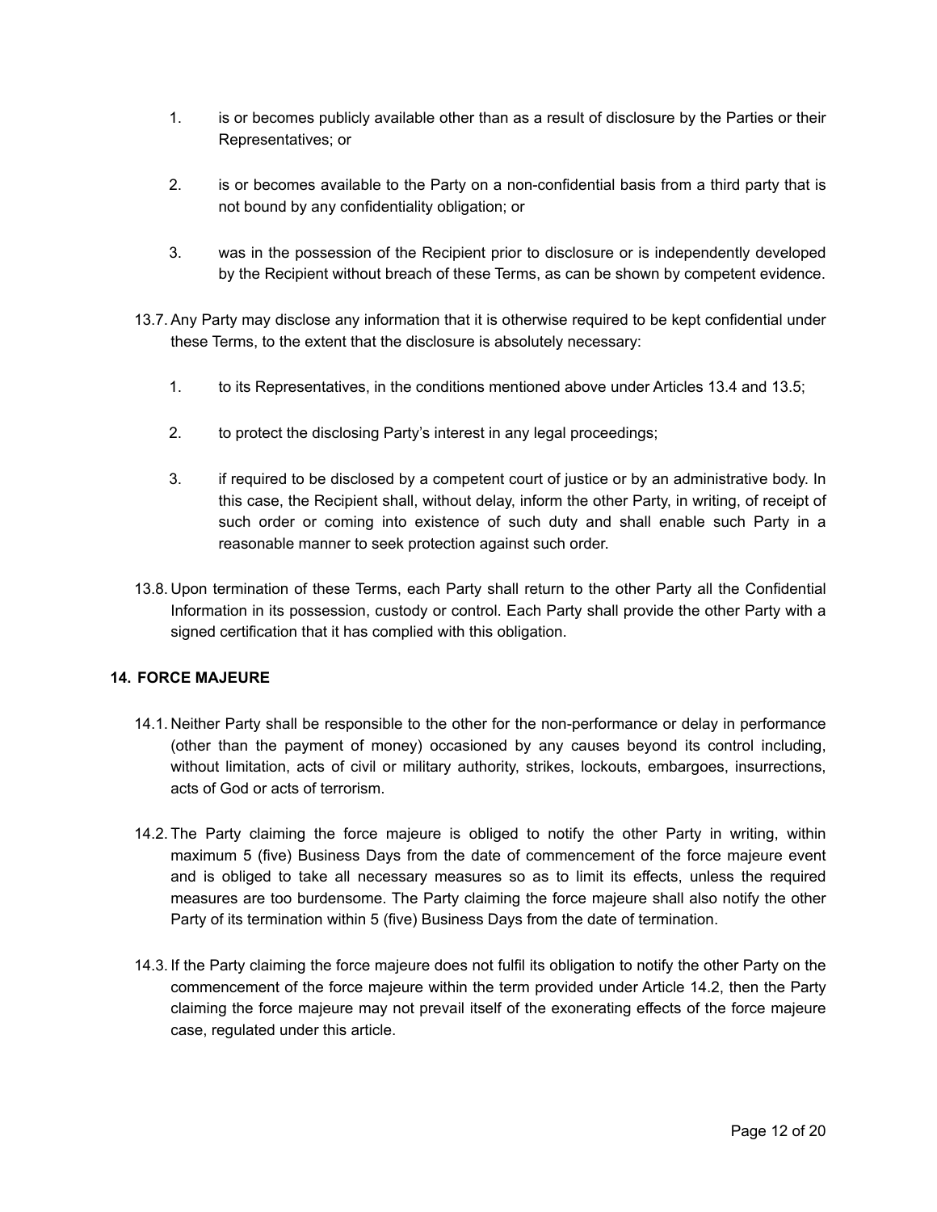1. is or becomes publicly available other than as a result of disclosure by the Parties or their Representatives; or

2. is or becomes available to the Party on a non-confidential basis from a third party that is not bound by any confidentiality obligation; or

3. was in the possession of the Recipient prior to disclosure or is independently developed by the Recipient without breach of these Terms, as can be shown by competent evidence.

13.7. Any Party may disclose any information that it is otherwise required to be kept confidential under these Terms, to the extent that the disclosure is absolutely necessary:

1. to its Representatives, in the conditions mentioned above under Articles 13.4 and 13.5;

2. to protect the disclosing Party's interest in any legal proceedings;

3. if required to be disclosed by a competent court of justice or by an administrative body. In this case, the Recipient shall, without delay, inform the other Party, in writing, of receipt of such order or coming into existence of such duty and shall enable such Party in a reasonable manner to seek protection against such order.

13.8. Upon termination of these Terms, each Party shall return to the other Party all the Confidential Information in its possession, custody or control. Each Party shall provide the other Party with a signed certification that it has complied with this obligation.

## 14. FORCE MAJEURE

14.1. Neither Party shall be responsible to the other for the non-performance or delay in performance (other than the payment of money) occasioned by any causes beyond its control including, without limitation, acts of civil or military authority, strikes, lockouts, embargoes, insurrections, acts of God or acts of terrorism.

14.2. The Party claiming the force majeure is obliged to notify the other Party in writing, within maximum 5 (five) Business Days from the date of commencement of the force majeure event and is obliged to take all necessary measures so as to limit its effects, unless the required measures are too burdensome. The Party claiming the force majeure shall also notify the other Party of its termination within 5 (five) Business Days from the date of termination.

14.3. If the Party claiming the force majeure does not fulfil its obligation to notify the other Party on the commencement of the force majeure within the term provided under Article 14.2, then the Party claiming the force majeure may not prevail itself of the exonerating effects of the force majeure case, regulated under this article.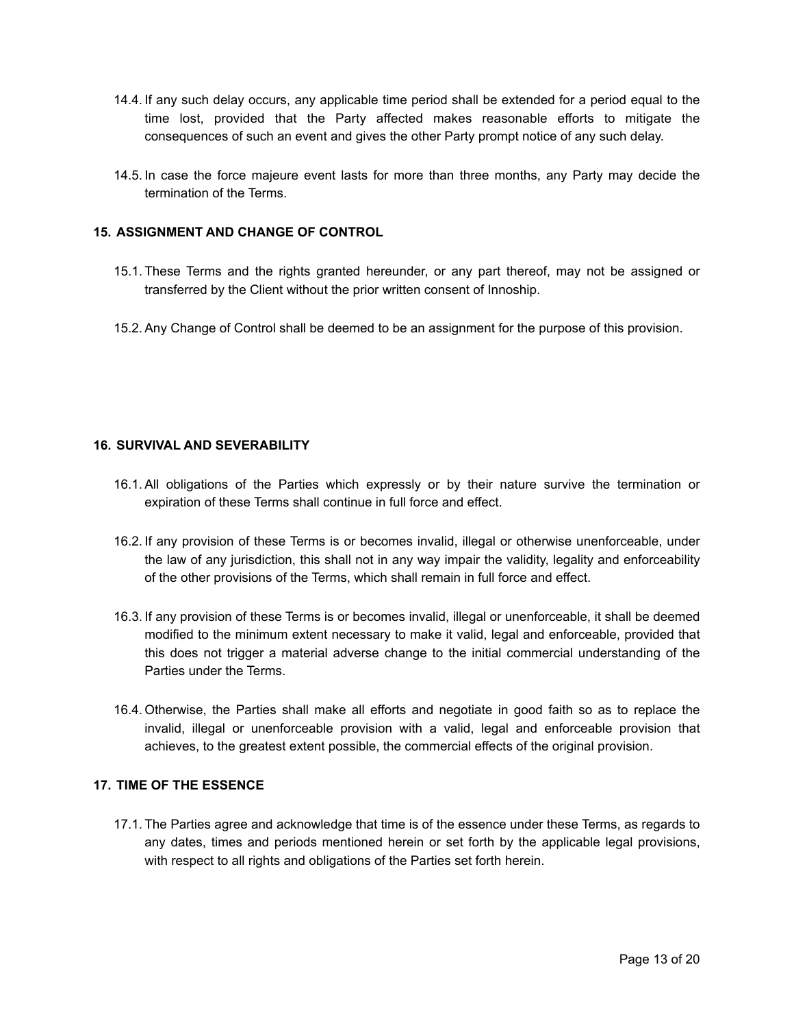14.4. If any such delay occurs, any applicable time period shall be extended for a period equal to the time lost, provided that the Party affected makes reasonable efforts to mitigate the consequences of such an event and gives the other Party prompt notice of any such delay.

14.5. In case the force majeure event lasts for more than three months, any Party may decide the termination of the Terms.

## 15. ASSIGNMENT AND CHANGE OF CONTROL

15.1. These Terms and the rights granted hereunder, or any part thereof, may not be assigned or transferred by the Client without the prior written consent of Innoship.

15.2. Any Change of Control shall be deemed to be an assignment for the purpose of this provision.

## 16. SURVIVAL AND SEVERABILITY

16.1. All obligations of the Parties which expressly or by their nature survive the termination or expiration of these Terms shall continue in full force and effect.

16.2. If any provision of these Terms is or becomes invalid, illegal or otherwise unenforceable, under the law of any jurisdiction, this shall not in any way impair the validity, legality and enforceability of the other provisions of the Terms, which shall remain in full force and effect.

16.3. If any provision of these Terms is or becomes invalid, illegal or unenforceable, it shall be deemed modified to the minimum extent necessary to make it valid, legal and enforceable, provided that this does not trigger a material adverse change to the initial commercial understanding of the Parties under the Terms.

16.4. Otherwise, the Parties shall make all efforts and negotiate in good faith so as to replace the invalid, illegal or unenforceable provision with a valid, legal and enforceable provision that achieves, to the greatest extent possible, the commercial effects of the original provision.

## 17. TIME OF THE ESSENCE

17.1. The Parties agree and acknowledge that time is of the essence under these Terms, as regards to any dates, times and periods mentioned herein or set forth by the applicable legal provisions, with respect to all rights and obligations of the Parties set forth herein.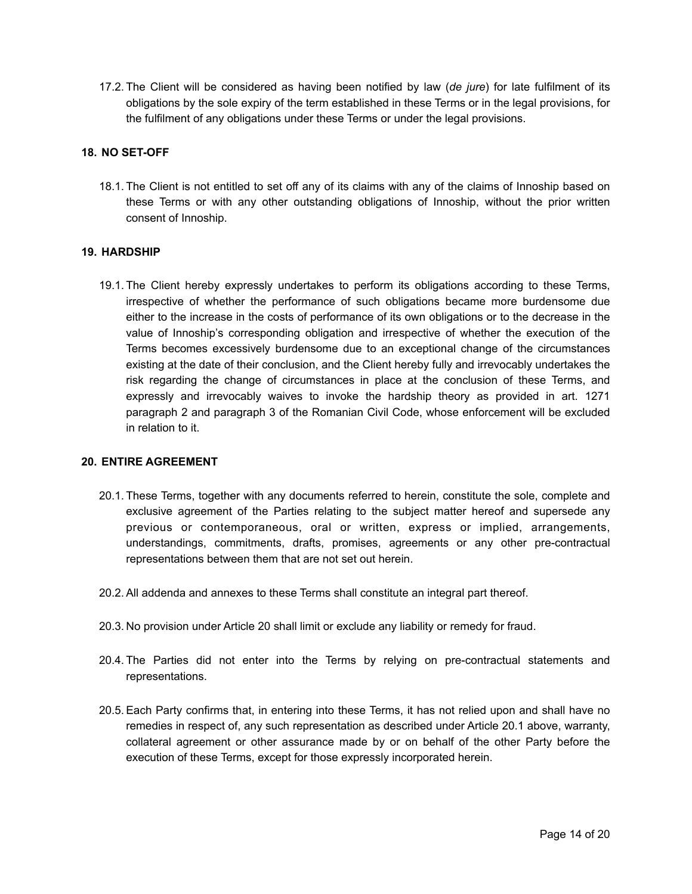17.2. The Client will be considered as having been notified by law (*de jure*) for late fulfilment of its obligations by the sole expiry of the term established in these Terms or in the legal provisions, for the fulfilment of any obligations under these Terms or under the legal provisions.

## 18. NO SET-OFF

18.1. The Client is not entitled to set off any of its claims with any of the claims of Innoship based on these Terms or with any other outstanding obligations of Innoship, without the prior written consent of Innoship.

## 19. HARDSHIP

19.1. The Client hereby expressly undertakes to perform its obligations according to these Terms, irrespective of whether the performance of such obligations became more burdensome due either to the increase in the costs of performance of its own obligations or to the decrease in the value of Innoship's corresponding obligation and irrespective of whether the execution of the Terms becomes excessively burdensome due to an exceptional change of the circumstances existing at the date of their conclusion, and the Client hereby fully and irrevocably undertakes the risk regarding the change of circumstances in place at the conclusion of these Terms, and expressly and irrevocably waives to invoke the hardship theory as provided in art. 1271 paragraph 2 and paragraph 3 of the Romanian Civil Code, whose enforcement will be excluded in relation to it.

## 20. ENTIRE AGREEMENT

20.1. These Terms, together with any documents referred to herein, constitute the sole, complete and exclusive agreement of the Parties relating to the subject matter hereof and supersede any previous or contemporaneous, oral or written, express or implied, arrangements, understandings, commitments, drafts, promises, agreements or any other pre-contractual representations between them that are not set out herein.

20.2. All addenda and annexes to these Terms shall constitute an integral part thereof.

20.3. No provision under Article 20 shall limit or exclude any liability or remedy for fraud.

20.4. The Parties did not enter into the Terms by relying on pre-contractual statements and representations.

20.5. Each Party confirms that, in entering into these Terms, it has not relied upon and shall have no remedies in respect of, any such representation as described under Article 20.1 above, warranty, collateral agreement or other assurance made by or on behalf of the other Party before the execution of these Terms, except for those expressly incorporated herein.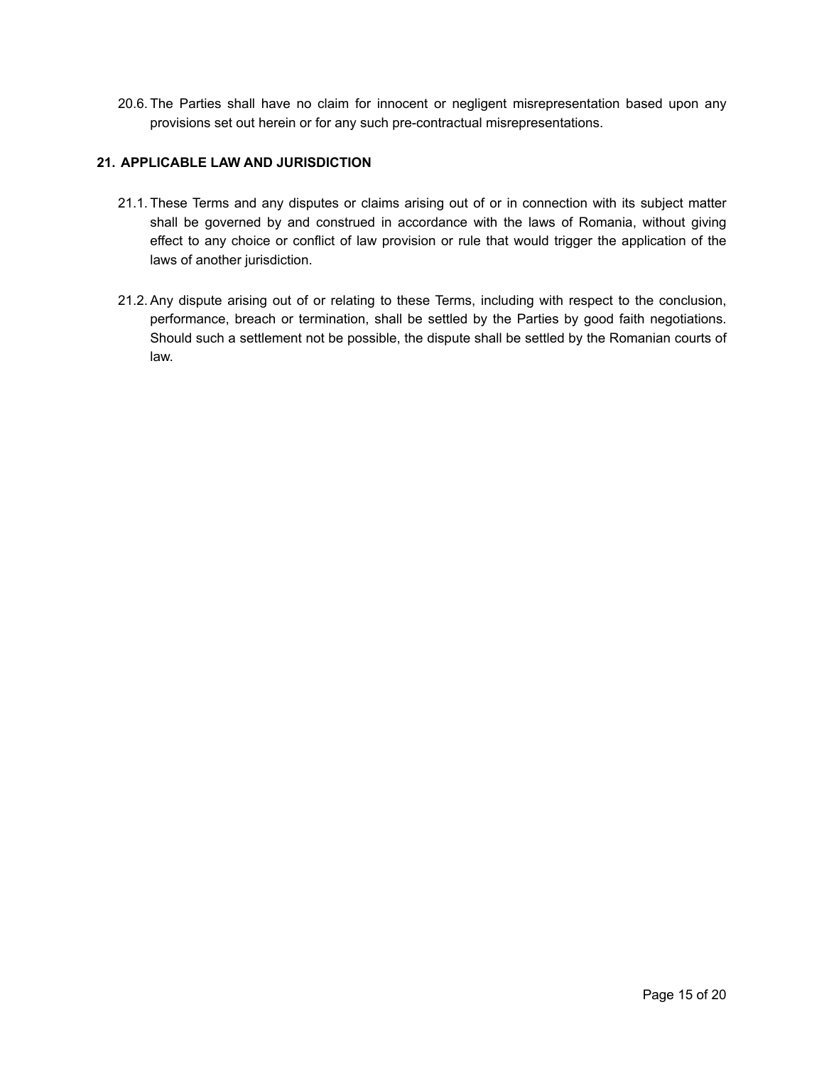20.6. The Parties shall have no claim for innocent or negligent misrepresentation based upon any provisions set out herein or for any such pre-contractual misrepresentations.

## 21. APPLICABLE LAW AND JURISDICTION

21.1. These Terms and any disputes or claims arising out of or in connection with its subject matter shall be governed by and construed in accordance with the laws of Romania, without giving effect to any choice or conflict of law provision or rule that would trigger the application of the laws of another jurisdiction.

21.2. Any dispute arising out of or relating to these Terms, including with respect to the conclusion, performance, breach or termination, shall be settled by the Parties by good faith negotiations. Should such a settlement not be possible, the dispute shall be settled by the Romanian courts of law.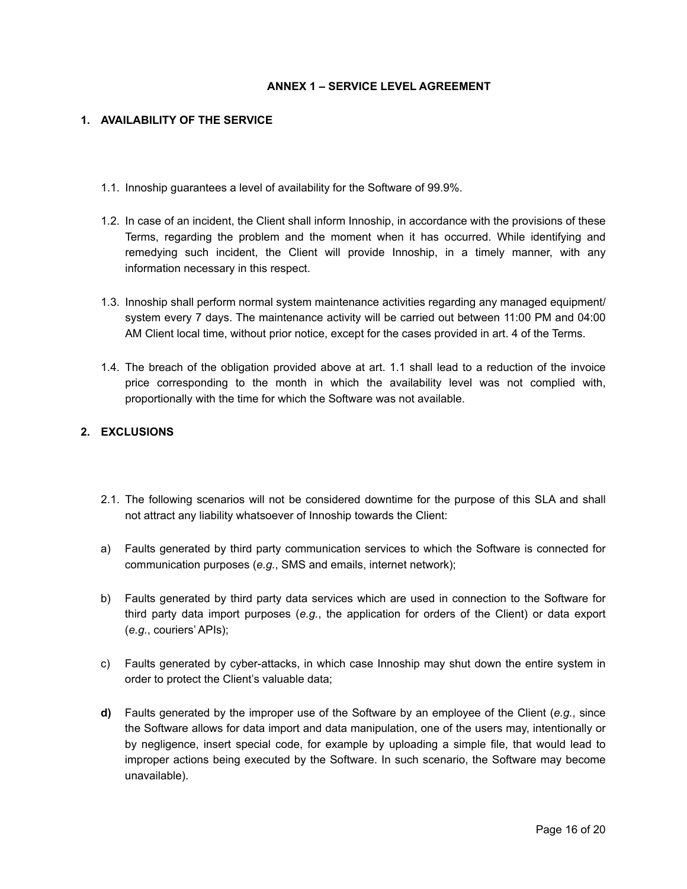# ANNEX 1 – SERVICE LEVEL AGREEMENT

## 1. AVAILABILITY OF THE SERVICE

1.1. Innoship guarantees a level of availability for the Software of 99.9%.

1.2. In case of an incident, the Client shall inform Innoship, in accordance with the provisions of these Terms, regarding the problem and the moment when it has occurred. While identifying and remedying such incident, the Client will provide Innoship, in a timely manner, with any information necessary in this respect.

1.3. Innoship shall perform normal system maintenance activities regarding any managed equipment/ system every 7 days. The maintenance activity will be carried out between 11:00 PM and 04:00 AM Client local time, without prior notice, except for the cases provided in art. 4 of the Terms.

1.4. The breach of the obligation provided above at art. 1.1 shall lead to a reduction of the invoice price corresponding to the month in which the availability level was not complied with, proportionally with the time for which the Software was not available.

## 2. EXCLUSIONS

2.1. The following scenarios will not be considered downtime for the purpose of this SLA and shall not attract any liability whatsoever of Innoship towards the Client:

a) Faults generated by third party communication services to which the Software is connected for communication purposes (*e.g.*, SMS and emails, internet network);

b) Faults generated by third party data services which are used in connection to the Software for third party data import purposes (*e.g.*, the application for orders of the Client) or data export (*e.g.*, couriers' APIs);

c) Faults generated by cyber-attacks, in which case Innoship may shut down the entire system in order to protect the Client's valuable data;

**d)** Faults generated by the improper use of the Software by an employee of the Client (*e.g.*, since the Software allows for data import and data manipulation, one of the users may, intentionally or by negligence, insert special code, for example by uploading a simple file, that would lead to improper actions being executed by the Software. In such scenario, the Software may become unavailable).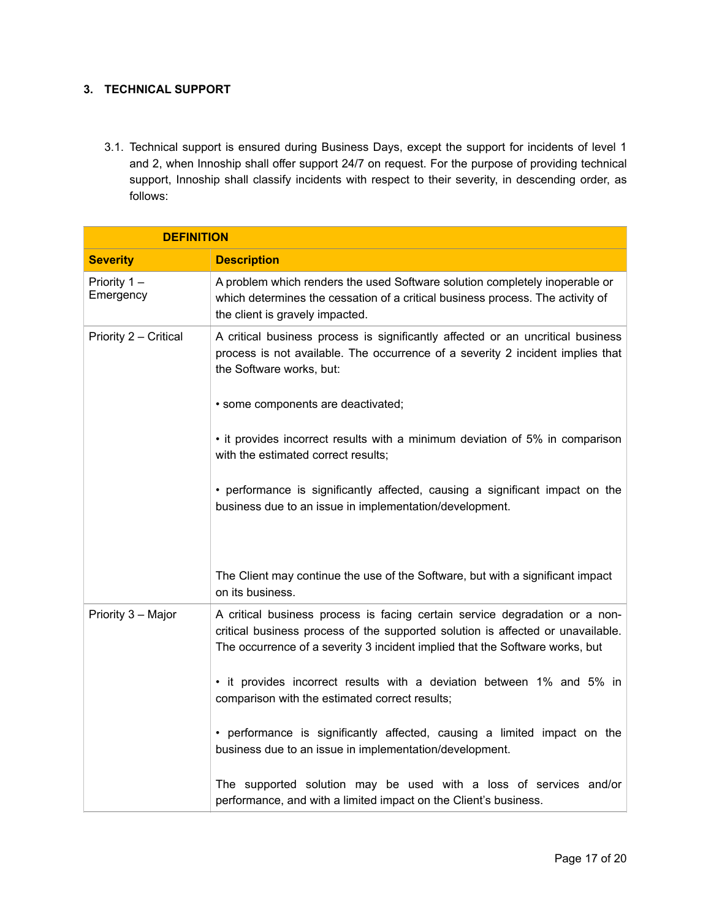## 3. TECHNICAL SUPPORT

3.1. Technical support is ensured during Business Days, except the support for incidents of level 1 and 2, when Innoship shall offer support 24/7 on request. For the purpose of providing technical support, Innoship shall classify incidents with respect to their severity, in descending order, as follows:

| **DEFINITION** | |
|---|---|
| **Severity** | **Description** |
| Priority 1 – Emergency | A problem which renders the used Software solution completely inoperable or which determines the cessation of a critical business process. The activity of the client is gravely impacted. |
| Priority 2 – Critical | A critical business process is significantly affected or an uncritical business process is not available. The occurrence of a severity 2 incident implies that the Software works, but:<br><br>• some components are deactivated;<br><br>• it provides incorrect results with a minimum deviation of 5% in comparison with the estimated correct results;<br><br>• performance is significantly affected, causing a significant impact on the business due to an issue in implementation/development.<br><br>The Client may continue the use of the Software, but with a significant impact on its business. |
| Priority 3 – Major | A critical business process is facing certain service degradation or a non-critical business process of the supported solution is affected or unavailable. The occurrence of a severity 3 incident implied that the Software works, but<br><br>• it provides incorrect results with a deviation between 1% and 5% in comparison with the estimated correct results;<br><br>• performance is significantly affected, causing a limited impact on the business due to an issue in implementation/development.<br><br>The supported solution may be used with a loss of services and/or performance, and with a limited impact on the Client's business. |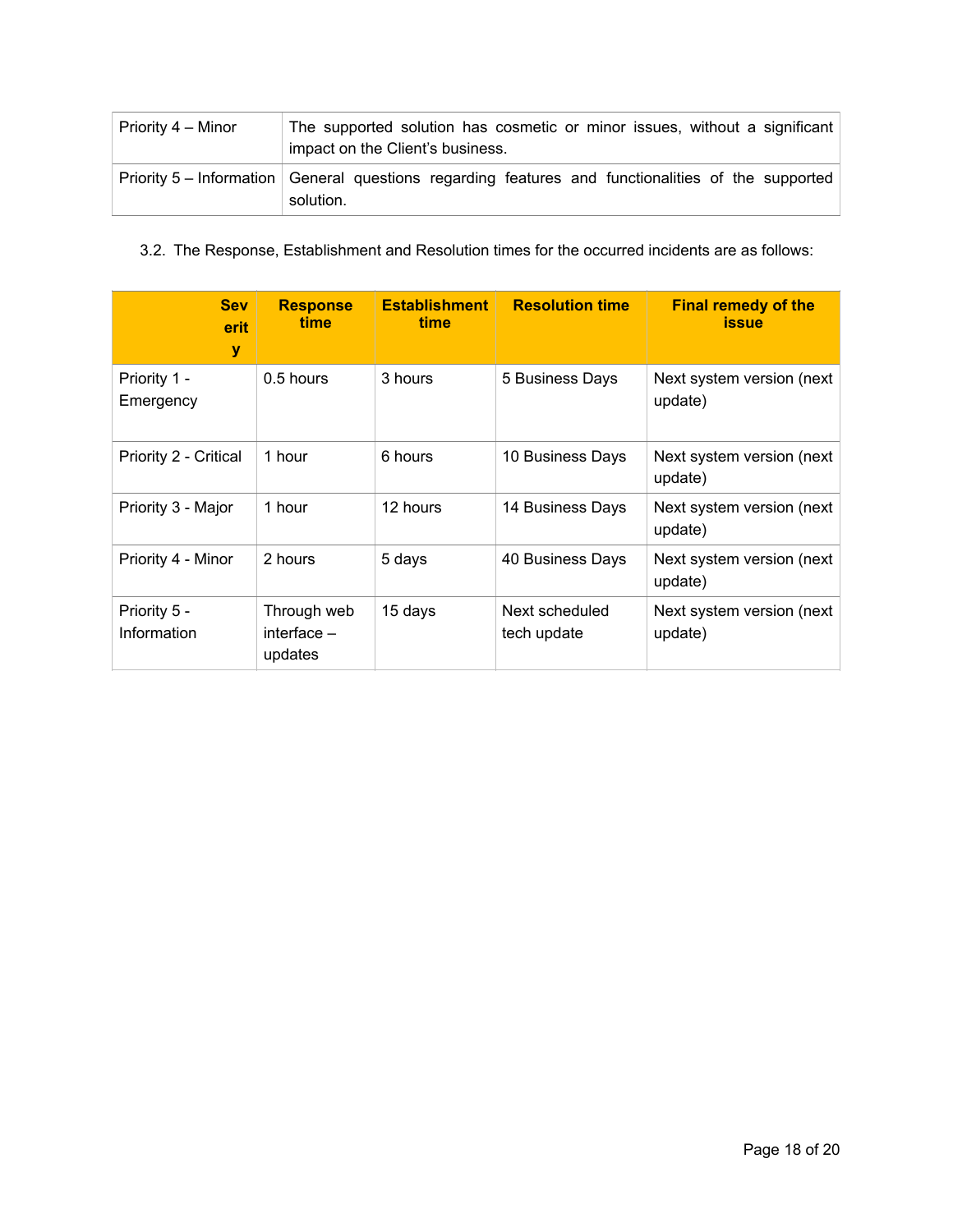| Priority 4 – Minor | The supported solution has cosmetic or minor issues, without a significant impact on the Client's business. |
|---|---|
| Priority 5 – Information | General questions regarding features and functionalities of the supported solution. |

3.2. The Response, Establishment and Resolution times for the occurred incidents are as follows:

| Severity | Response time | Establishment time | Resolution time | Final remedy of the issue |
|---|---|---|---|---|
| Priority 1 - Emergency | 0.5 hours | 3 hours | 5 Business Days | Next system version (next update) |
| Priority 2 - Critical | 1 hour | 6 hours | 10 Business Days | Next system version (next update) |
| Priority 3 - Major | 1 hour | 12 hours | 14 Business Days | Next system version (next update) |
| Priority 4 - Minor | 2 hours | 5 days | 40 Business Days | Next system version (next update) |
| Priority 5 - Information | Through web interface – updates | 15 days | Next scheduled tech update | Next system version (next update) |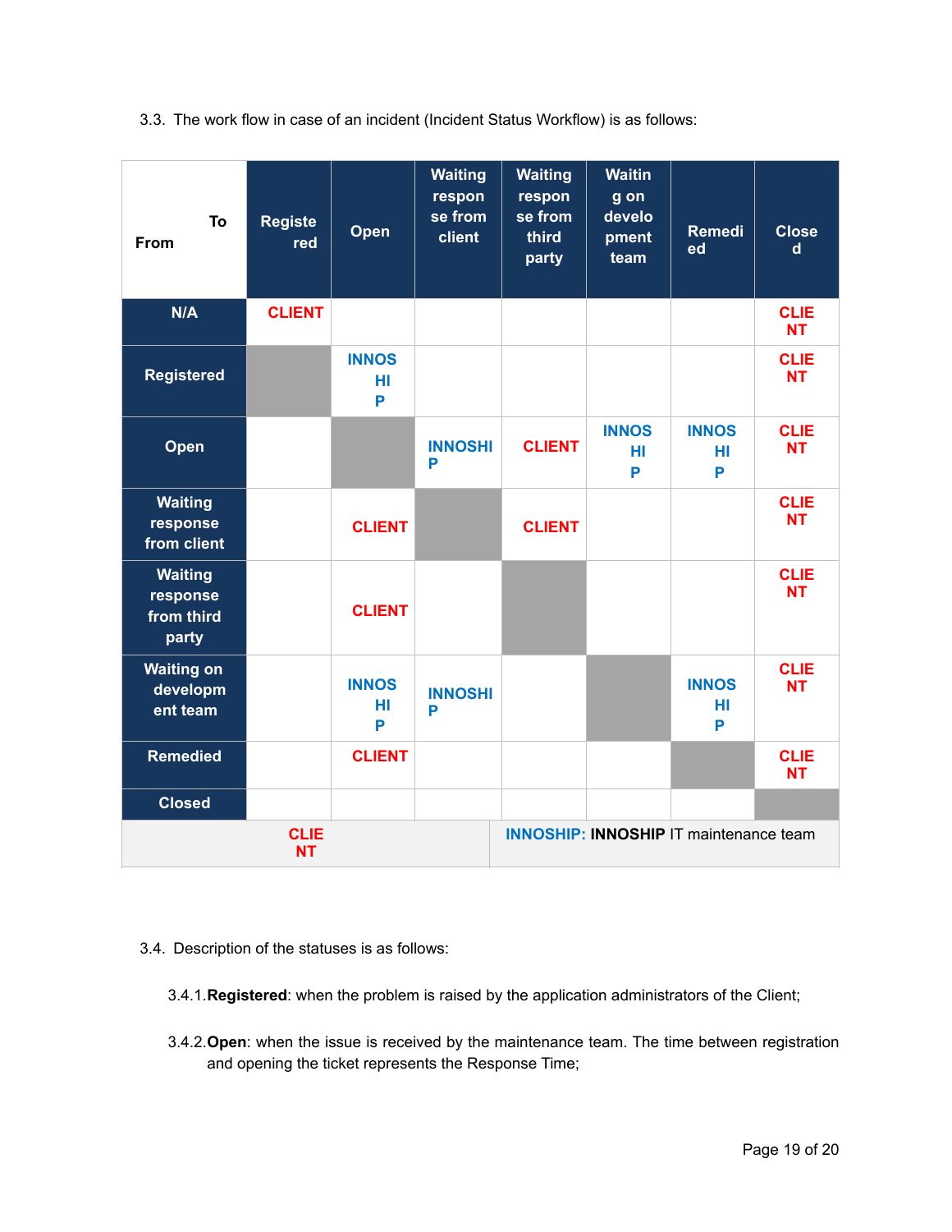3.3. The work flow in case of an incident (Incident Status Workflow) is as follows:

| From \ To | Registered | Open | Waiting response from client | Waiting response from third party | Waiting on development team | Remedied | Closed |
|---|---|---|---|---|---|---|---|
| N/A | CLIENT | | | | | | CLIENT |
| Registered | | INNOSHIP | | | | | CLIENT |
| Open | | | INNOSHIP | CLIENT | INNOSHIP | INNOSHIP | CLIENT |
| Waiting response from client | | CLIENT | | CLIENT | | | CLIENT |
| Waiting response from third party | | CLIENT | | | | | CLIENT |
| Waiting on development team | | INNOSHIP | INNOSHIP | | | INNOSHIP | CLIENT |
| Remedied | | CLIENT | | | | | CLIENT |
| Closed | | | | | | | |

CLIENT | INNOSHIP: **INNOSHIP** IT maintenance team

3.4. Description of the statuses is as follows:

3.4.1. **Registered**: when the problem is raised by the application administrators of the Client;

3.4.2. **Open**: when the issue is received by the maintenance team. The time between registration and opening the ticket represents the Response Time;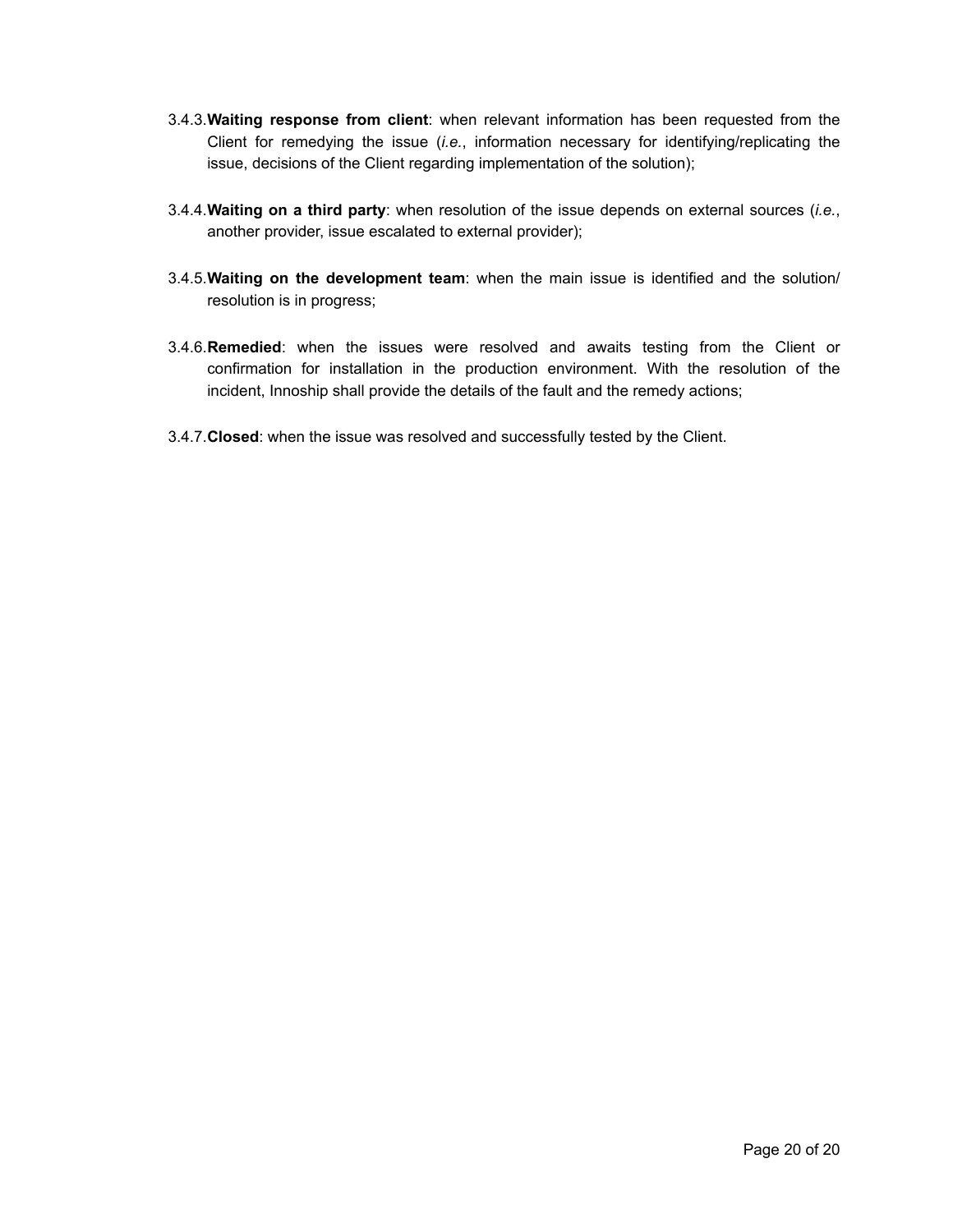3.4.3. **Waiting response from client**: when relevant information has been requested from the Client for remedying the issue (*i.e.*, information necessary for identifying/replicating the issue, decisions of the Client regarding implementation of the solution);

3.4.4. **Waiting on a third party**: when resolution of the issue depends on external sources (*i.e.*, another provider, issue escalated to external provider);

3.4.5. **Waiting on the development team**: when the main issue is identified and the solution/ resolution is in progress;

3.4.6. **Remedied**: when the issues were resolved and awaits testing from the Client or confirmation for installation in the production environment. With the resolution of the incident, Innoship shall provide the details of the fault and the remedy actions;

3.4.7. **Closed**: when the issue was resolved and successfully tested by the Client.